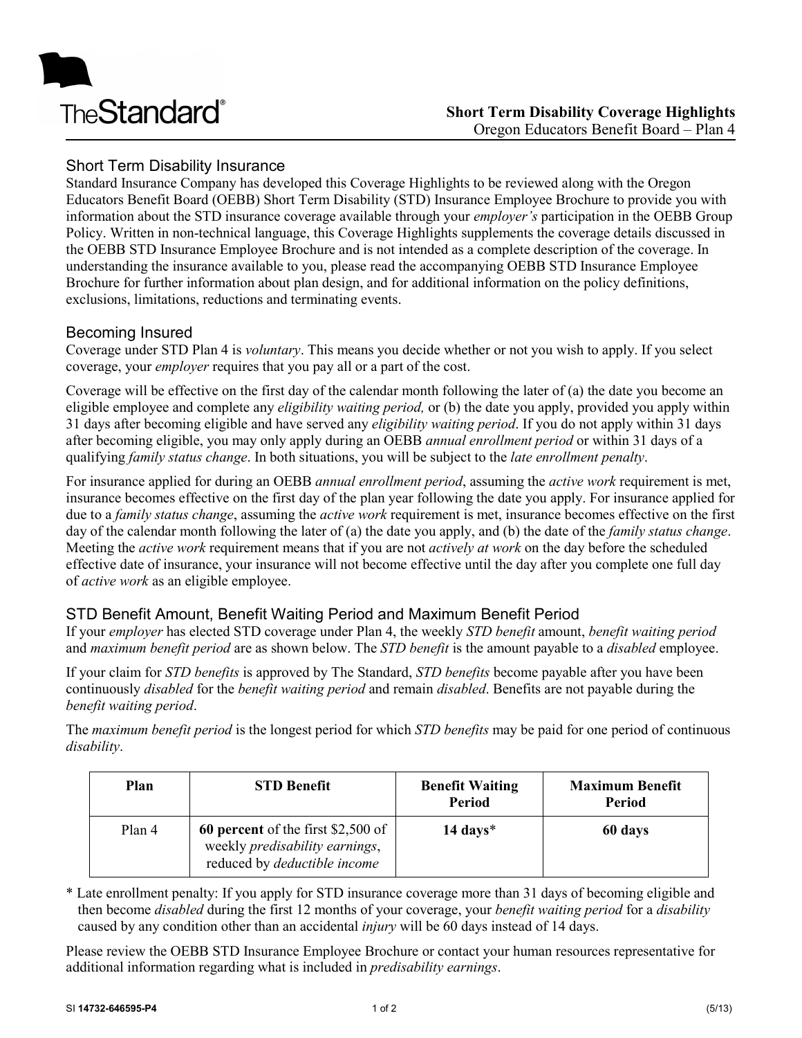# Short Term Disability Coverage Highlights

Oregon Educators Benefit Board – Plan 4

## Short Term Disability Insurance

Standard Insurance Company has developed this Coverage Highlights to be reviewed along with the Oregon Educators Benefit Board (OEBB) Short Term Disability (STD) Insurance Employee Brochure to provide you with information about the STD insurance coverage available through your *employer's* participation in the OEBB Group Policy. Written in non-technical language, this Coverage Highlights supplements the coverage details discussed in the OEBB STD Insurance Employee Brochure and is not intended as a complete description of the coverage. In understanding the insurance available to you, please read the accompanying OEBB STD Insurance Employee Brochure for further information about plan design, and for additional information on the policy definitions, exclusions, limitations, reductions and terminating events.

## Becoming Insured

Coverage under STD Plan 4 is *voluntary*. This means you decide whether or not you wish to apply. If you select coverage, your *employer* requires that you pay all or a part of the cost.

Coverage will be effective on the first day of the calendar month following the later of (a) the date you become an eligible employee and complete any *eligibility waiting period,* or (b) the date you apply, provided you apply within 31 days after becoming eligible and have served any *eligibility waiting period*. If you do not apply within 31 days after becoming eligible, you may only apply during an OEBB *annual enrollment period* or within 31 days of a qualifying *family status change*. In both situations, you will be subject to the *late enrollment penalty*.

For insurance applied for during an OEBB *annual enrollment period*, assuming the *active work* requirement is met, insurance becomes effective on the first day of the plan year following the date you apply. For insurance applied for due to a *family status change*, assuming the *active work* requirement is met, insurance becomes effective on the first day of the calendar month following the later of (a) the date you apply, and (b) the date of the *family status change*. Meeting the *active work* requirement means that if you are not *actively at work* on the day before the scheduled effective date of insurance, your insurance will not become effective until the day after you complete one full day of *active work* as an eligible employee.

## STD Benefit Amount, Benefit Waiting Period and Maximum Benefit Period

If your *employer* has elected STD coverage under Plan 4, the weekly *STD benefit* amount, *benefit waiting period* and *maximum benefit period* are as shown below. The *STD benefit* is the amount payable to a *disabled* employee.

If your claim for *STD benefits* is approved by The Standard, *STD benefits* become payable after you have been continuously *disabled* for the *benefit waiting period* and remain *disabled*. Benefits are not payable during the *benefit waiting period*.

The *maximum benefit period* is the longest period for which *STD benefits* may be paid for one period of continuous *disability*.

| Plan | STD Benefit | Benefit Waiting Period | Maximum Benefit Period |
|---|---|---|---|
| Plan 4 | **60 percent** of the first $2,500 of weekly *predisability earnings*, reduced by *deductible income* | **14 days*** | **60 days** |

\* Late enrollment penalty: If you apply for STD insurance coverage more than 31 days of becoming eligible and then become *disabled* during the first 12 months of your coverage, your *benefit waiting period* for a *disability* caused by any condition other than an accidental *injury* will be 60 days instead of 14 days.

Please review the OEBB STD Insurance Employee Brochure or contact your human resources representative for additional information regarding what is included in *predisability earnings*.

SI **14732-646595-P4** (5/13)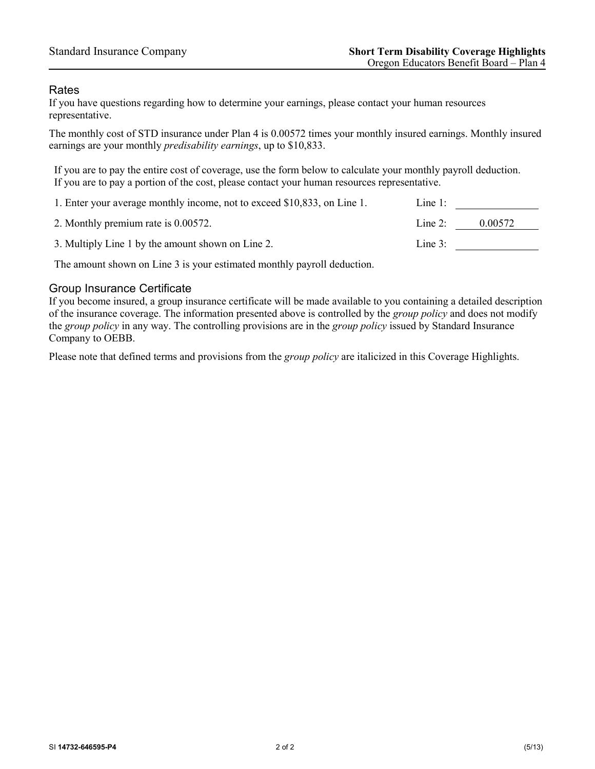## Rates

If you have questions regarding how to determine your earnings, please contact your human resources representative.

The monthly cost of STD insurance under Plan 4 is 0.00572 times your monthly insured earnings. Monthly insured earnings are your monthly *predisability earnings*, up to $10,833.

If you are to pay the entire cost of coverage, use the form below to calculate your monthly payroll deduction. If you are to pay a portion of the cost, please contact your human resources representative.

| | | |
|---|---|---|
| 1. Enter your average monthly income, not to exceed $10,833, on Line 1. | Line 1: | |
| 2. Monthly premium rate is 0.00572. | Line 2: | 0.00572 |
| 3. Multiply Line 1 by the amount shown on Line 2. | Line 3: | |

The amount shown on Line 3 is your estimated monthly payroll deduction.

## Group Insurance Certificate

If you become insured, a group insurance certificate will be made available to you containing a detailed description of the insurance coverage. The information presented above is controlled by the *group policy* and does not modify the *group policy* in any way. The controlling provisions are in the *group policy* issued by Standard Insurance Company to OEBB.

Please note that defined terms and provisions from the *group policy* are italicized in this Coverage Highlights.